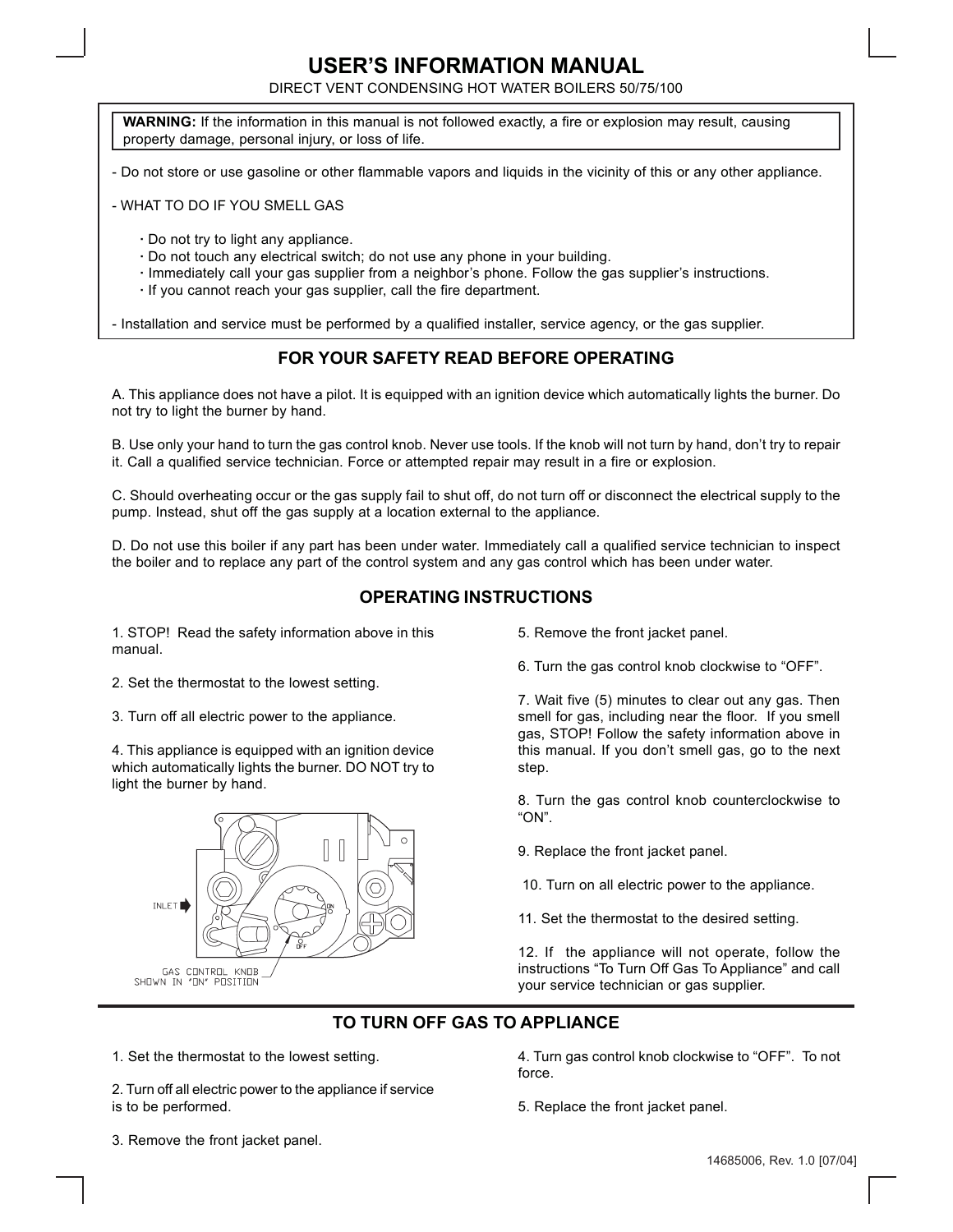# USER'S INFORMATION MANUAL

DIRECT VENT CONDENSING HOT WATER BOILERS 50/75/100

**WARNING:** If the information in this manual is not followed exactly, a fire or explosion may result, causing property damage, personal injury, or loss of life.

- Do not store or use gasoline or other flammable vapors and liquids in the vicinity of this or any other appliance.

- WHAT TO DO IF YOU SMELL GAS

  - Do not try to light any appliance.
  - Do not touch any electrical switch; do not use any phone in your building.
  - Immediately call your gas supplier from a neighbor's phone. Follow the gas supplier's instructions.
  - If you cannot reach your gas supplier, call the fire department.

- Installation and service must be performed by a qualified installer, service agency, or the gas supplier.

## FOR YOUR SAFETY READ BEFORE OPERATING

A. This appliance does not have a pilot. It is equipped with an ignition device which automatically lights the burner. Do not try to light the burner by hand.

B. Use only your hand to turn the gas control knob. Never use tools. If the knob will not turn by hand, don't try to repair it. Call a qualified service technician. Force or attempted repair may result in a fire or explosion.

C. Should overheating occur or the gas supply fail to shut off, do not turn off or disconnect the electrical supply to the pump. Instead, shut off the gas supply at a location external to the appliance.

D. Do not use this boiler if any part has been under water. Immediately call a qualified service technician to inspect the boiler and to replace any part of the control system and any gas control which has been under water.

## OPERATING INSTRUCTIONS

1. STOP! Read the safety information above in this manual.

2. Set the thermostat to the lowest setting.

3. Turn off all electric power to the appliance.

4. This appliance is equipped with an ignition device which automatically lights the burner. DO NOT try to light the burner by hand.

INLET

GAS CONTROL KNOB SHOWN IN "ON" POSITION

5. Remove the front jacket panel.

6. Turn the gas control knob clockwise to "OFF".

7. Wait five (5) minutes to clear out any gas. Then smell for gas, including near the floor. If you smell gas, STOP! Follow the safety information above in this manual. If you don't smell gas, go to the next step.

8. Turn the gas control knob counterclockwise to "ON".

9. Replace the front jacket panel.

10. Turn on all electric power to the appliance.

11. Set the thermostat to the desired setting.

12. If the appliance will not operate, follow the instructions "To Turn Off Gas To Appliance" and call your service technician or gas supplier.

## TO TURN OFF GAS TO APPLIANCE

1. Set the thermostat to the lowest setting.

2. Turn off all electric power to the appliance if service is to be performed.

3. Remove the front jacket panel.

4. Turn gas control knob clockwise to "OFF". To not force.

5. Replace the front jacket panel.

14685006, Rev. 1.0 [07/04]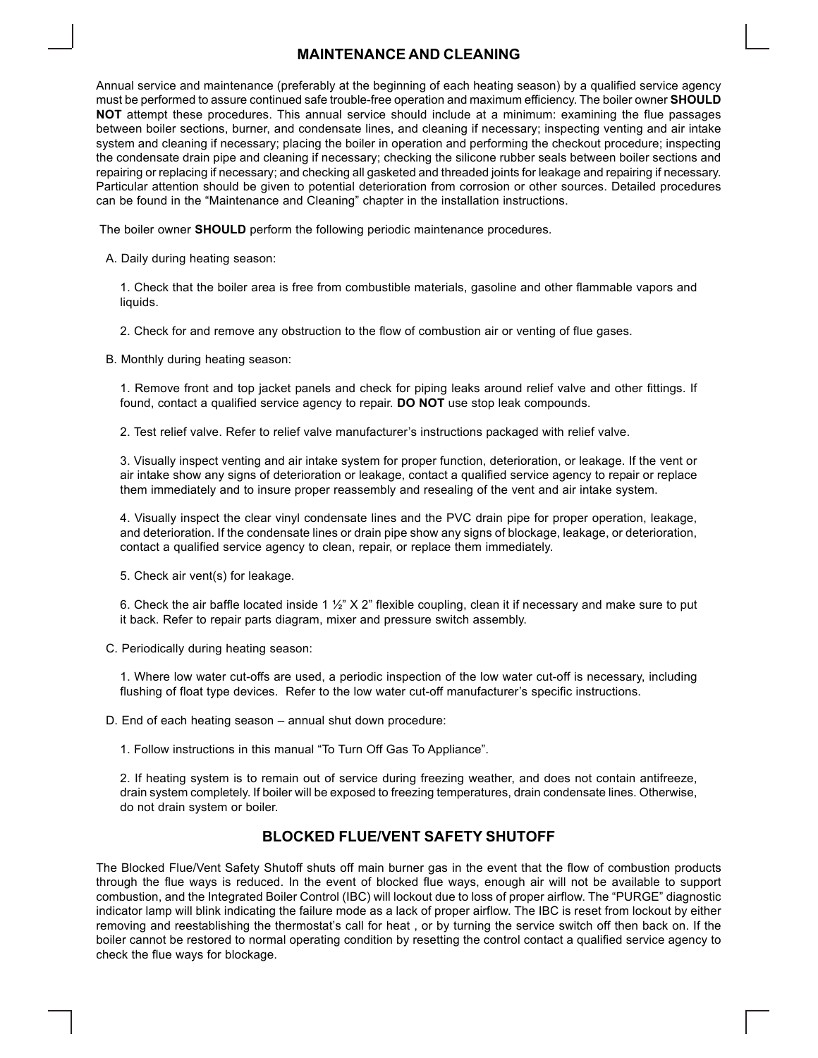## MAINTENANCE AND CLEANING

Annual service and maintenance (preferably at the beginning of each heating season) by a qualified service agency must be performed to assure continued safe trouble-free operation and maximum efficiency. The boiler owner **SHOULD NOT** attempt these procedures. This annual service should include at a minimum: examining the flue passages between boiler sections, burner, and condensate lines, and cleaning if necessary; inspecting venting and air intake system and cleaning if necessary; placing the boiler in operation and performing the checkout procedure; inspecting the condensate drain pipe and cleaning if necessary; checking the silicone rubber seals between boiler sections and repairing or replacing if necessary; and checking all gasketed and threaded joints for leakage and repairing if necessary. Particular attention should be given to potential deterioration from corrosion or other sources. Detailed procedures can be found in the "Maintenance and Cleaning" chapter in the installation instructions.

The boiler owner **SHOULD** perform the following periodic maintenance procedures.

A. Daily during heating season:

1. Check that the boiler area is free from combustible materials, gasoline and other flammable vapors and liquids.

2. Check for and remove any obstruction to the flow of combustion air or venting of flue gases.

B. Monthly during heating season:

1. Remove front and top jacket panels and check for piping leaks around relief valve and other fittings. If found, contact a qualified service agency to repair. **DO NOT** use stop leak compounds.

2. Test relief valve. Refer to relief valve manufacturer's instructions packaged with relief valve.

3. Visually inspect venting and air intake system for proper function, deterioration, or leakage. If the vent or air intake show any signs of deterioration or leakage, contact a qualified service agency to repair or replace them immediately and to insure proper reassembly and resealing of the vent and air intake system.

4. Visually inspect the clear vinyl condensate lines and the PVC drain pipe for proper operation, leakage, and deterioration. If the condensate lines or drain pipe show any signs of blockage, leakage, or deterioration, contact a qualified service agency to clean, repair, or replace them immediately.

5. Check air vent(s) for leakage.

6. Check the air baffle located inside 1 ½" X 2" flexible coupling, clean it if necessary and make sure to put it back. Refer to repair parts diagram, mixer and pressure switch assembly.

C. Periodically during heating season:

1. Where low water cut-offs are used, a periodic inspection of the low water cut-off is necessary, including flushing of float type devices. Refer to the low water cut-off manufacturer's specific instructions.

D. End of each heating season – annual shut down procedure:

1. Follow instructions in this manual "To Turn Off Gas To Appliance".

2. If heating system is to remain out of service during freezing weather, and does not contain antifreeze, drain system completely. If boiler will be exposed to freezing temperatures, drain condensate lines. Otherwise, do not drain system or boiler.

## BLOCKED FLUE/VENT SAFETY SHUTOFF

The Blocked Flue/Vent Safety Shutoff shuts off main burner gas in the event that the flow of combustion products through the flue ways is reduced. In the event of blocked flue ways, enough air will not be available to support combustion, and the Integrated Boiler Control (IBC) will lockout due to loss of proper airflow. The "PURGE" diagnostic indicator lamp will blink indicating the failure mode as a lack of proper airflow. The IBC is reset from lockout by either removing and reestablishing the thermostat's call for heat , or by turning the service switch off then back on. If the boiler cannot be restored to normal operating condition by resetting the control contact a qualified service agency to check the flue ways for blockage.